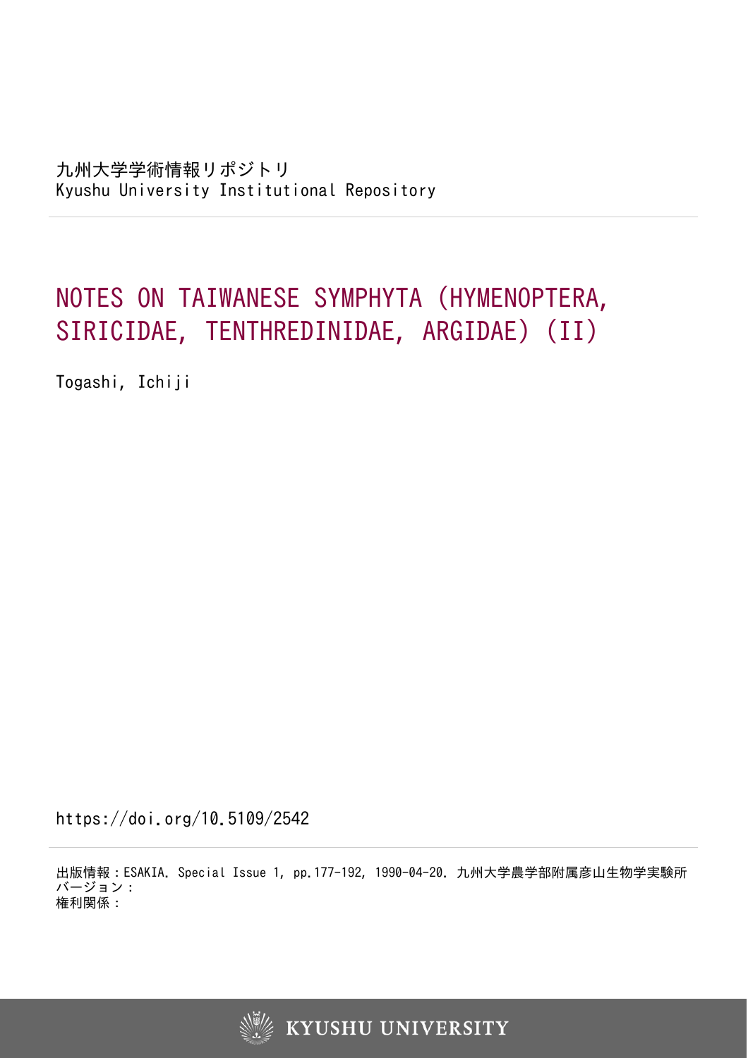九州大学学術情報リポジトリ
Kyushu University Institutional Repository

# NOTES ON TAIWANESE SYMPHYTA (HYMENOPTERA, SIRICIDAE, TENTHREDINIDAE, ARGIDAE) (II)

Togashi, Ichiji

https://doi.org/10.5109/2542

出版情報：ESAKIA. Special Issue 1, pp.177-192, 1990-04-20. 九州大学農学部附属彦山生物学実験所
バージョン：
権利関係：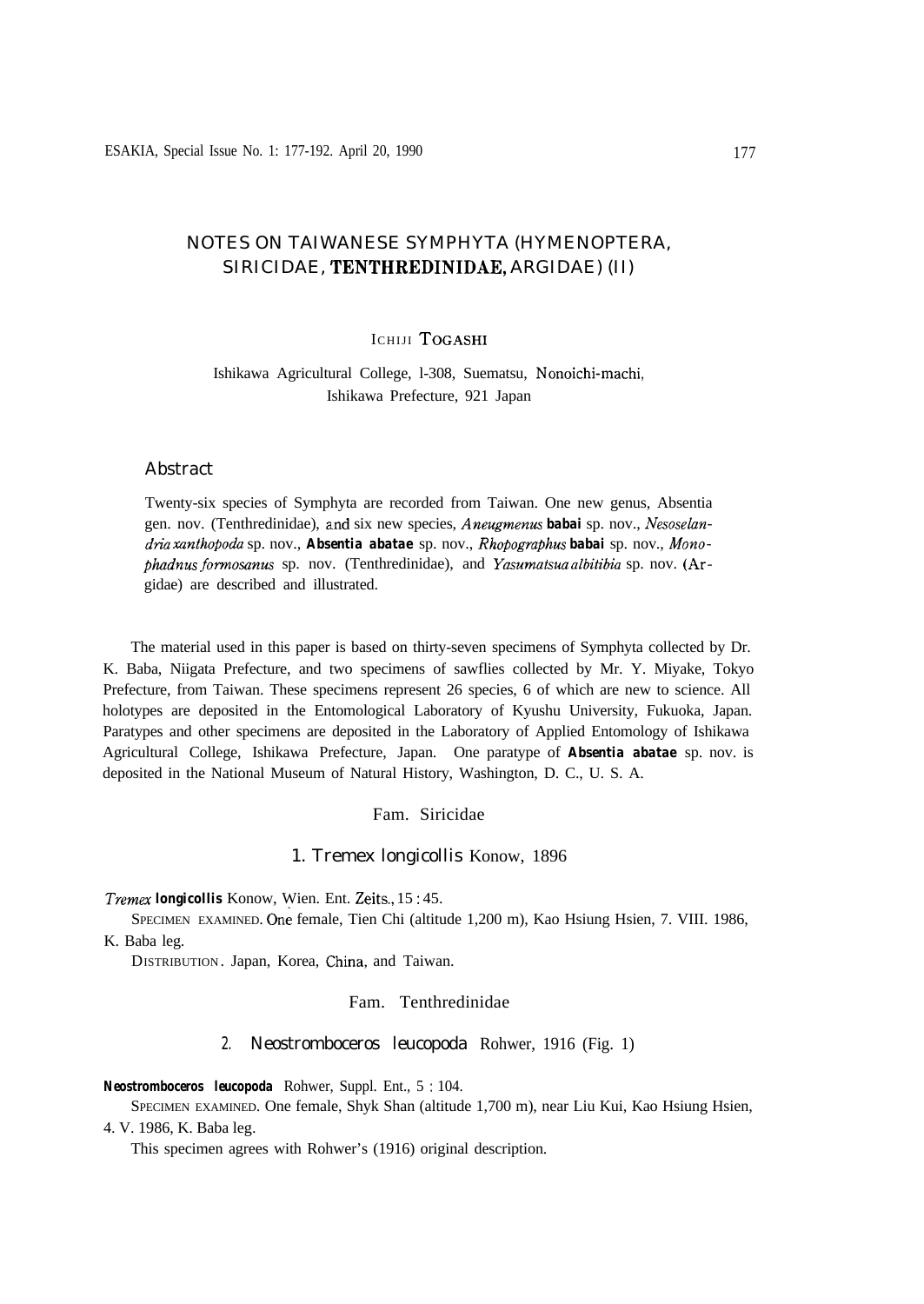# NOTES ON TAIWANESE SYMPHYTA (HYMENOPTERA, SIRICIDAE, TENTHREDINIDAE, ARGIDAE) (II)

ICHIJI TOGASHI

Ishikawa Agricultural College, 1-308, Suematsu, Nonoichi-machi, Ishikawa Prefecture, 921 Japan

## Abstract

Twenty-six species of Symphyta are recorded from Taiwan. One new genus, Absentia gen. nov. (Tenthredinidae), and six new species, *Aneugmenus* **babai** sp. nov., *Nesoselandria xanthopoda* sp. nov., **Absentia abatae** sp. nov., *Rhopographus* **babai** sp. nov., *Monophadnus formosanus* sp. nov. (Tenthredinidae), and *Yasumatsua albitibia* sp. nov. (Argidae) are described and illustrated.

The material used in this paper is based on thirty-seven specimens of Symphyta collected by Dr. K. Baba, Niigata Prefecture, and two specimens of sawflies collected by Mr. Y. Miyake, Tokyo Prefecture, from Taiwan. These specimens represent 26 species, 6 of which are new to science. All holotypes are deposited in the Entomological Laboratory of Kyushu University, Fukuoka, Japan. Paratypes and other specimens are deposited in the Laboratory of Applied Entomology of Ishikawa Agricultural College, Ishikawa Prefecture, Japan. One paratype of **Absentia abatae** sp. nov. is deposited in the National Museum of Natural History, Washington, D. C., U. S. A.

## Fam. Siricidae

### 1. *Tremex longicollis* Konow, 1896

*Tremex* **longicollis** Konow, Wien. Ent. Zeits., 15 : 45.

SPECIMEN EXAMINED. One female, Tien Chi (altitude 1,200 m), Kao Hsiung Hsien, 7. VIII. 1986, K. Baba leg.

DISTRIBUTION. Japan, Korea, China, and Taiwan.

## Fam. Tenthredinidae

### 2. *Neostromboceros leucopoda* Rohwer, 1916 (Fig. 1)

**Neostromboceros leucopoda** Rohwer, Suppl. Ent., 5 : 104.

SPECIMEN EXAMINED. One female, Shyk Shan (altitude 1,700 m), near Liu Kui, Kao Hsiung Hsien, 4. V. 1986, K. Baba leg.

This specimen agrees with Rohwer's (1916) original description.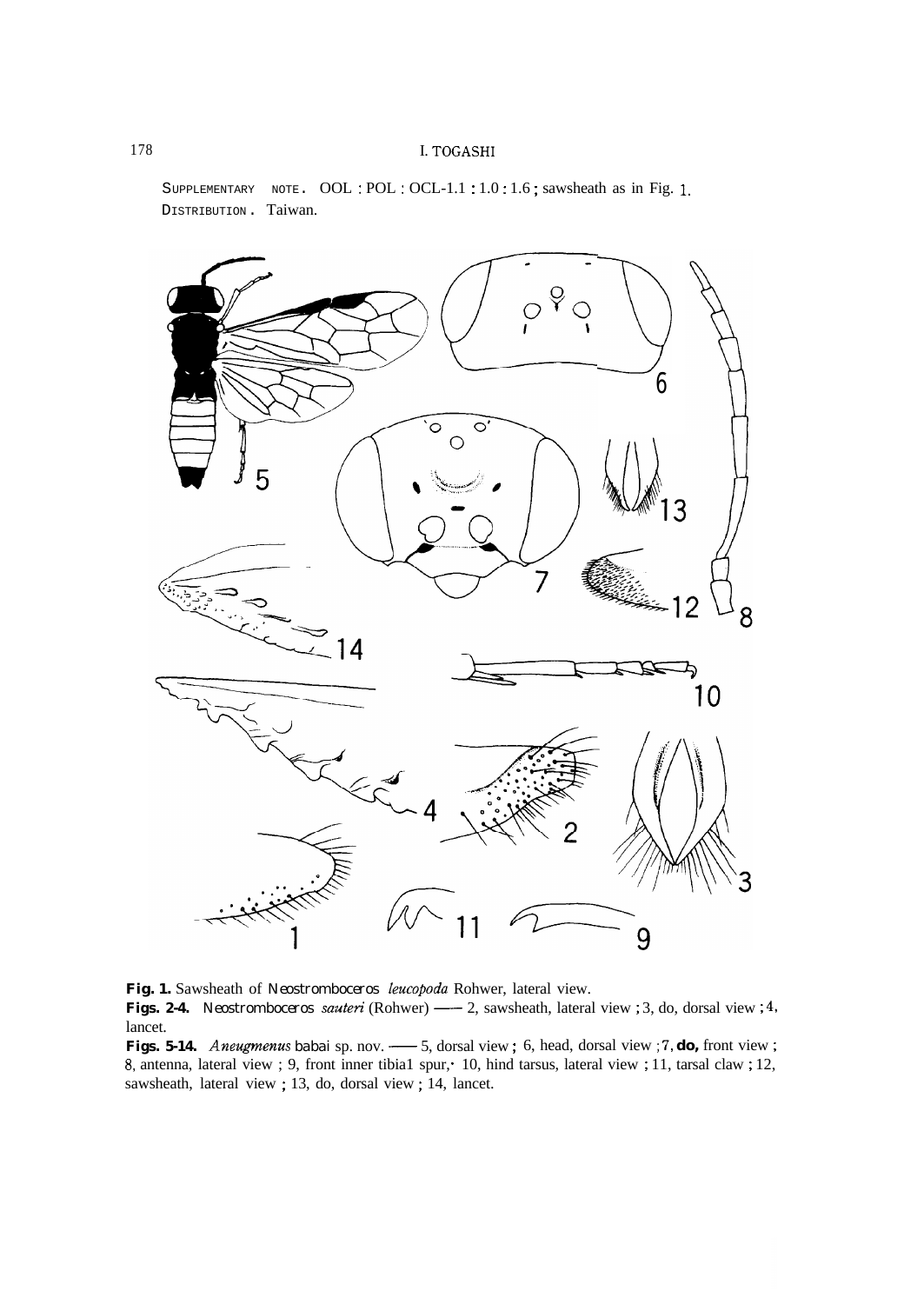SUPPLEMENTARY NOTE. OOL : POL : OCL-1.1 : 1.0 : 1.6 ; sawsheath as in Fig. 1.
DISTRIBUTION. Taiwan.

**Fig. 1.** Sawsheath of *Neostromboceros leucopoda* Rohwer, lateral view.
**Figs. 2-4.** *Neostromboceros sauteri* (Rohwer) —— 2, sawsheath, lateral view ; 3, do, dorsal view ; 4, lancet.
**Figs. 5-14.** *Aneugmenus babai* sp. nov. —— 5, dorsal view ; 6, head, dorsal view ; 7, **do,** front view ; 8, antenna, lateral view ; 9, front inner tibial spur, 10, hind tarsus, lateral view ; 11, tarsal claw ; 12, sawsheath, lateral view ; 13, do, dorsal view ; 14, lancet.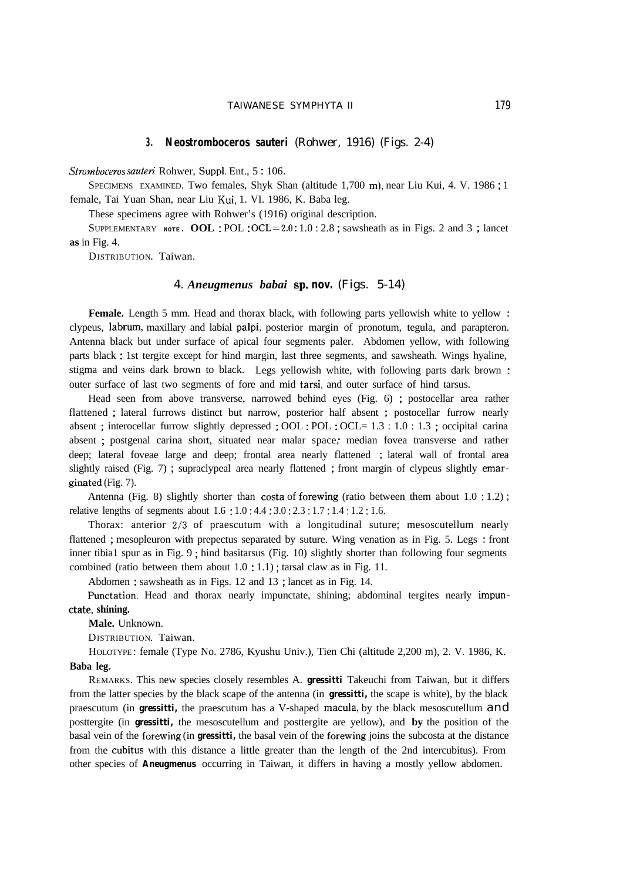### 3. **Neostromboceros sauteri** (Rohwer, 1916) (Figs. 2-4)

*Strombocerossauteri* Rohwer, Suppl. Ent., 5 : 106.

SPECIMENS EXAMINED. Two females, Shyk Shan (altitude 1,700 m), near Liu Kui, 4. V. 1986 ; 1 female, Tai Yuan Shan, near Liu Kui, 1. VI. 1986, K. Baba leg.

These specimens agree with Rohwer's (1916) original description.

SUPPLEMENTARY NOTE. OOL : POL : OCL = 2.0 : 1.0 : 2.8 ; sawsheath as in Figs. 2 and 3 ; lancet as in Fig. 4.

DISTRIBUTION. Taiwan.

### 4. *Aneugmenus babai* sp. nov. (Figs. 5-14)

**Female.** Length 5 mm. Head and thorax black, with following parts yellowish white to yellow : clypeus, labrum, maxillary and labial palpi, posterior margin of pronotum, tegula, and parapteron. Antenna black but under surface of apical four segments paler. Abdomen yellow, with following parts black : 1st tergite except for hind margin, last three segments, and sawsheath. Wings hyaline, stigma and veins dark brown to black. Legs yellowish white, with following parts dark brown : outer surface of last two segments of fore and mid tarsi, and outer surface of hind tarsus.

Head seen from above transverse, narrowed behind eyes (Fig. 6) ; postocellar area rather flattened ; lateral furrows distinct but narrow, posterior half absent ; postocellar furrow nearly absent ; interocellar furrow slightly depressed ; OOL : POL : OCL= 1.3 : 1.0 : 1.3 ; occipital carina absent ; postgenal carina short, situated near malar space; median fovea transverse and rather deep; lateral foveae large and deep; frontal area nearly flattened ; lateral wall of frontal area slightly raised (Fig. 7) ; supraclypeal area nearly flattened ; front margin of clypeus slightly emarginated (Fig. 7).

Antenna (Fig. 8) slightly shorter than costa of forewing (ratio between them about 1.0 : 1.2) ; relative lengths of segments about 1.6 : 1.0 : 4.4 : 3.0 : 2.3 : 1.7 : 1.4 : 1.2 : 1.6.

Thorax: anterior 2/3 of praescutum with a longitudinal suture; mesoscutellum nearly flattened ; mesopleuron with prepectus separated by suture. Wing venation as in Fig. 5. Legs : front inner tibial spur as in Fig. 9 ; hind basitarsus (Fig. 10) slightly shorter than following four segments combined (ratio between them about 1.0 : 1.1) ; tarsal claw as in Fig. 11.

Abdomen : sawsheath as in Figs. 12 and 13 ; lancet as in Fig. 14.

Punctation. Head and thorax nearly impunctate, shining; abdominal tergites nearly impunctate, shining.

**Male.** Unknown.

DISTRIBUTION. Taiwan.

HOLOTYPE : female (Type No. 2786, Kyushu Univ.), Tien Chi (altitude 2,200 m), 2. V. 1986, K. Baba leg.

REMARKS. This new species closely resembles A. **gressitti** Takeuchi from Taiwan, but it differs from the latter species by the black scape of the antenna (in **gressitti,** the scape is white), by the black praescutum (in **gressitti,** the praescutum has a V-shaped macula, by the black mesoscutellum and posttergite (in **gressitti,** the mesoscutellum and posttergite are yellow), and by the position of the basal vein of the forewing (in **gressitti,** the basal vein of the forewing joins the subcosta at the distance from the cubitus with this distance a little greater than the length of the 2nd intercubitus). From other species of **Aneugmenus** occurring in Taiwan, it differs in having a mostly yellow abdomen.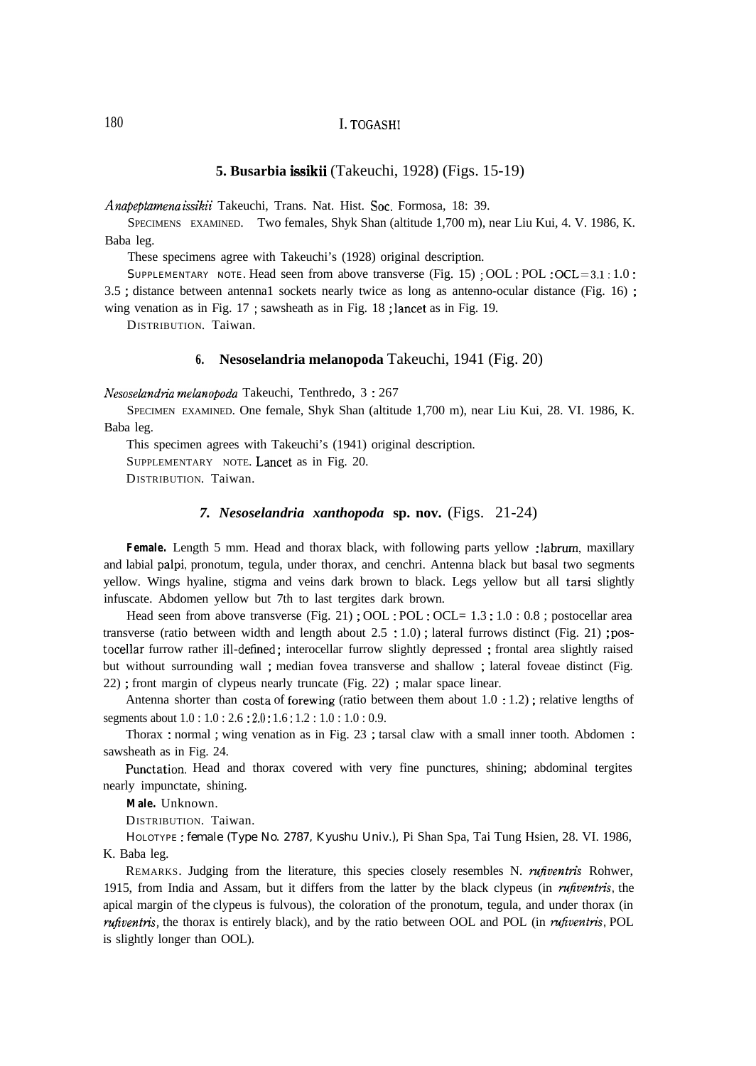### 5. **Busarbia issikii** (Takeuchi, 1928) (Figs. 15-19)

*Anapeptamena issikii* Takeuchi, Trans. Nat. Hist. Soc. Formosa, 18: 39.

SPECIMENS EXAMINED. Two females, Shyk Shan (altitude 1,700 m), near Liu Kui, 4. V. 1986, K. Baba leg.

These specimens agree with Takeuchi's (1928) original description.

SUPPLEMENTARY NOTE. Head seen from above transverse (Fig. 15) ; OOL : POL : OCL = 3.1 : 1.0 : 3.5 ; distance between antennal sockets nearly twice as long as antenno-ocular distance (Fig. 16) ; wing venation as in Fig. 17 ; sawsheath as in Fig. 18 ; lancet as in Fig. 19.

DISTRIBUTION. Taiwan.

### 6. **Nesoselandria melanopoda** Takeuchi, 1941 (Fig. 20)

*Nesoselandria melanopoda* Takeuchi, Tenthredo, 3 : 267

SPECIMEN EXAMINED. One female, Shyk Shan (altitude 1,700 m), near Liu Kui, 28. VI. 1986, K. Baba leg.

This specimen agrees with Takeuchi's (1941) original description.

SUPPLEMENTARY NOTE. Lancet as in Fig. 20.

DISTRIBUTION. Taiwan.

### *7. Nesoselandria xanthopoda* **sp. nov.** (Figs. 21-24)

**Female.** Length 5 mm. Head and thorax black, with following parts yellow : labrum, maxillary and labial palpi, pronotum, tegula, under thorax, and cenchri. Antenna black but basal two segments yellow. Wings hyaline, stigma and veins dark brown to black. Legs yellow but all tarsi slightly infuscate. Abdomen yellow but 7th to last tergites dark brown.

Head seen from above transverse (Fig. 21) ; OOL : POL : OCL= 1.3 : 1.0 : 0.8 ; postocellar area transverse (ratio between width and length about 2.5 : 1.0) ; lateral furrows distinct (Fig. 21) ; postocellar furrow rather ill-defined ; interocellar furrow slightly depressed ; frontal area slightly raised but without surrounding wall ; median fovea transverse and shallow ; lateral foveae distinct (Fig. 22) ; front margin of clypeus nearly truncate (Fig. 22) ; malar space linear.

Antenna shorter than costa of forewing (ratio between them about 1.0 : 1.2) ; relative lengths of segments about 1.0 : 1.0 : 2.6 : 2.0 : 1.6 : 1.2 : 1.0 : 1.0 : 0.9.

Thorax : normal ; wing venation as in Fig. 23 ; tarsal claw with a small inner tooth. Abdomen : sawsheath as in Fig. 24.

Punctation. Head and thorax covered with very fine punctures, shining; abdominal tergites nearly impunctate, shining.

**Male.** Unknown.

DISTRIBUTION. Taiwan.

HOLOTYPE : female (Type No. 2787, Kyushu Univ.), Pi Shan Spa, Tai Tung Hsien, 28. VI. 1986, K. Baba leg.

REMARKS. Judging from the literature, this species closely resembles N. *rufiventris* Rohwer, 1915, from India and Assam, but it differs from the latter by the black clypeus (in *rufiventris*, the apical margin of the clypeus is fulvous), the coloration of the pronotum, tegula, and under thorax (in *rufiventris*, the thorax is entirely black), and by the ratio between OOL and POL (in *rufiventris*, POL is slightly longer than OOL).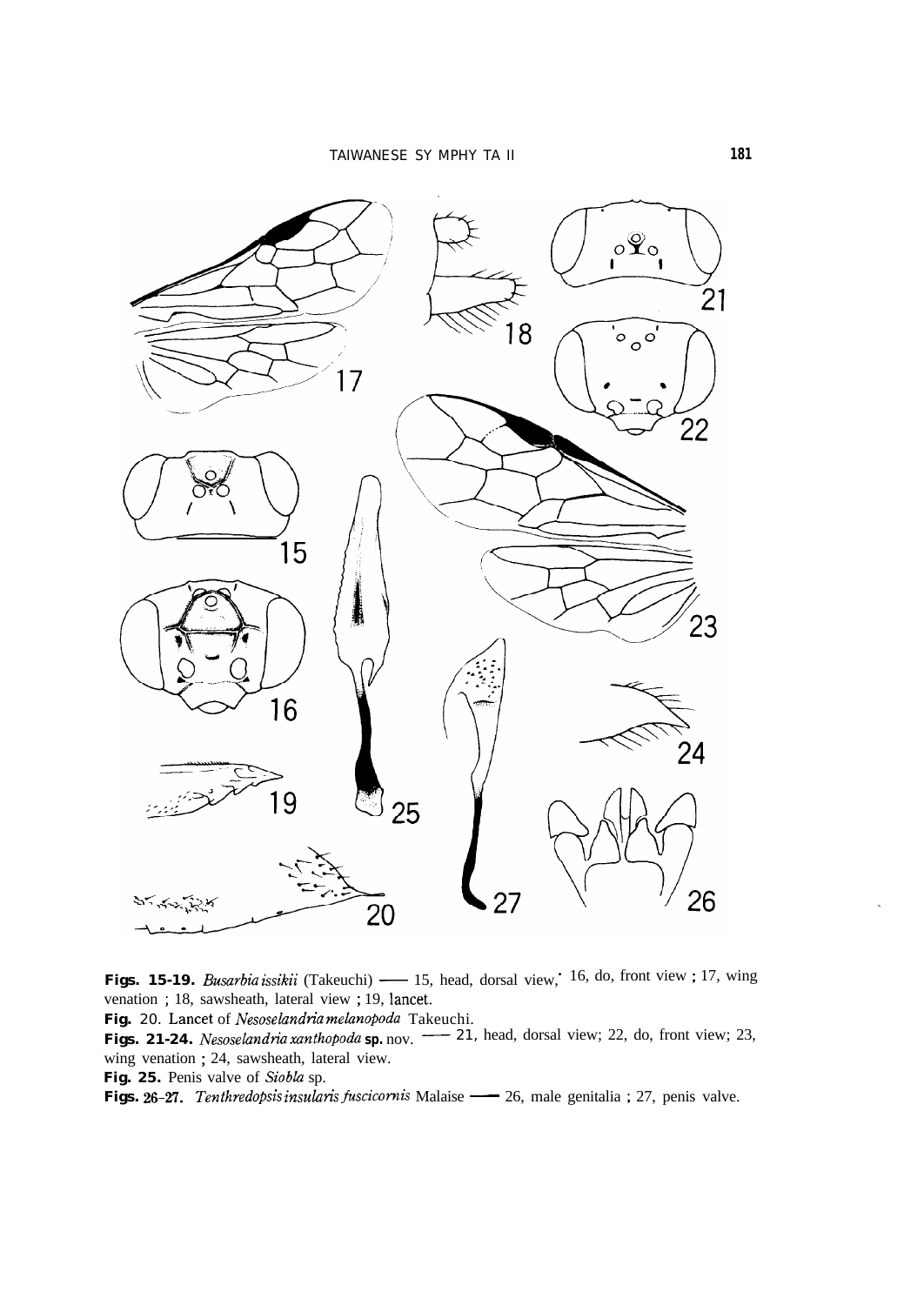**Figs. 15-19.** *Busarbia issikii* (Takeuchi) —— 15, head, dorsal view; 16, do, front view ; 17, wing venation ; 18, sawsheath, lateral view ; 19, lancet.

**Fig.** 20. Lancet of *Nesoselandria melanopoda* Takeuchi.

**Figs. 21-24.** *Nesoselandria xanthopoda* **sp.** nov. —— 21, head, dorsal view; 22, do, front view; 23, wing venation ; 24, sawsheath, lateral view.

**Fig. 25.** Penis valve of *Siobla* sp.

**Figs. 26-27.** *Tenthredopsis insularis fuscicornis* Malaise —— 26, male genitalia ; 27, penis valve.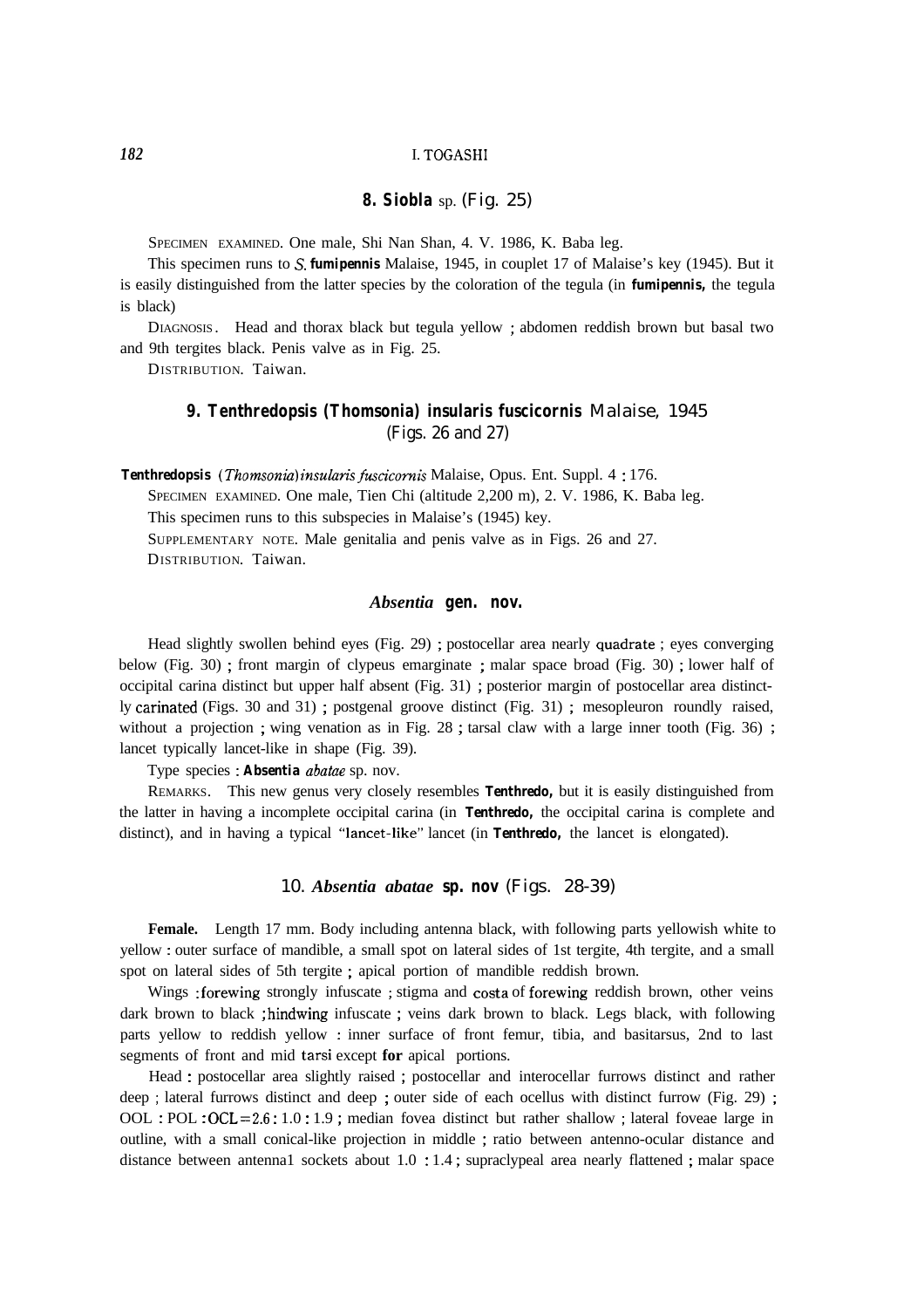### 8. *Siobla* sp. (Fig. 25)

SPECIMEN EXAMINED. One male, Shi Nan Shan, 4. V. 1986, K. Baba leg.

This specimen runs to *S. fumipennis* Malaise, 1945, in couplet 17 of Malaise's key (1945). But it is easily distinguished from the latter species by the coloration of the tegula (in *fumipennis*, the tegula is black)

DIAGNOSIS. Head and thorax black but tegula yellow ; abdomen reddish brown but basal two and 9th tergites black. Penis valve as in Fig. 25.

DISTRIBUTION. Taiwan.

### 9. *Tenthredopsis* (*Thomsonia*) *insularis fuscicornis* Malaise, 1945 (Figs. 26 and 27)

*Tenthredopsis* (*Thomsonia*) *insularis fuscicornis* Malaise, Opus. Ent. Suppl. 4 : 176.

SPECIMEN EXAMINED. One male, Tien Chi (altitude 2,200 m), 2. V. 1986, K. Baba leg.

This specimen runs to this subspecies in Malaise's (1945) key.

SUPPLEMENTARY NOTE. Male genitalia and penis valve as in Figs. 26 and 27.

DISTRIBUTION. Taiwan.

### *Absentia* gen. nov.

Head slightly swollen behind eyes (Fig. 29) ; postocellar area nearly quadrate ; eyes converging below (Fig. 30) ; front margin of clypeus emarginate ; malar space broad (Fig. 30) ; lower half of occipital carina distinct but upper half absent (Fig. 31) ; posterior margin of postocellar area distinctly carinated (Figs. 30 and 31) ; postgenal groove distinct (Fig. 31) ; mesopleuron roundly raised, without a projection ; wing venation as in Fig. 28 ; tarsal claw with a large inner tooth (Fig. 36) ; lancet typically lancet-like in shape (Fig. 39).

Type species : *Absentia abatae* sp. nov.

REMARKS. This new genus very closely resembles *Tenthredo*, but it is easily distinguished from the latter in having a incomplete occipital carina (in *Tenthredo*, the occipital carina is complete and distinct), and in having a typical "lancet-like" lancet (in *Tenthredo*, the lancet is elongated).

### 10. *Absentia abatae* sp. nov (Figs. 28-39)

**Female.** Length 17 mm. Body including antenna black, with following parts yellowish white to yellow : outer surface of mandible, a small spot on lateral sides of 1st tergite, 4th tergite, and a small spot on lateral sides of 5th tergite ; apical portion of mandible reddish brown.

Wings : forewing strongly infuscate ; stigma and costa of forewing reddish brown, other veins dark brown to black ; hindwing infuscate ; veins dark brown to black. Legs black, with following parts yellow to reddish yellow : inner surface of front femur, tibia, and basitarsus, 2nd to last segments of front and mid tarsi except for apical portions.

Head : postocellar area slightly raised ; postocellar and interocellar furrows distinct and rather deep ; lateral furrows distinct and deep ; outer side of each ocellus with distinct furrow (Fig. 29) ; OOL : POL : OCL = 2.6 : 1.0 : 1.9 ; median fovea distinct but rather shallow ; lateral foveae large in outline, with a small conical-like projection in middle ; ratio between antenno-ocular distance and distance between antennal sockets about 1.0 : 1.4 ; supraclypeal area nearly flattened ; malar space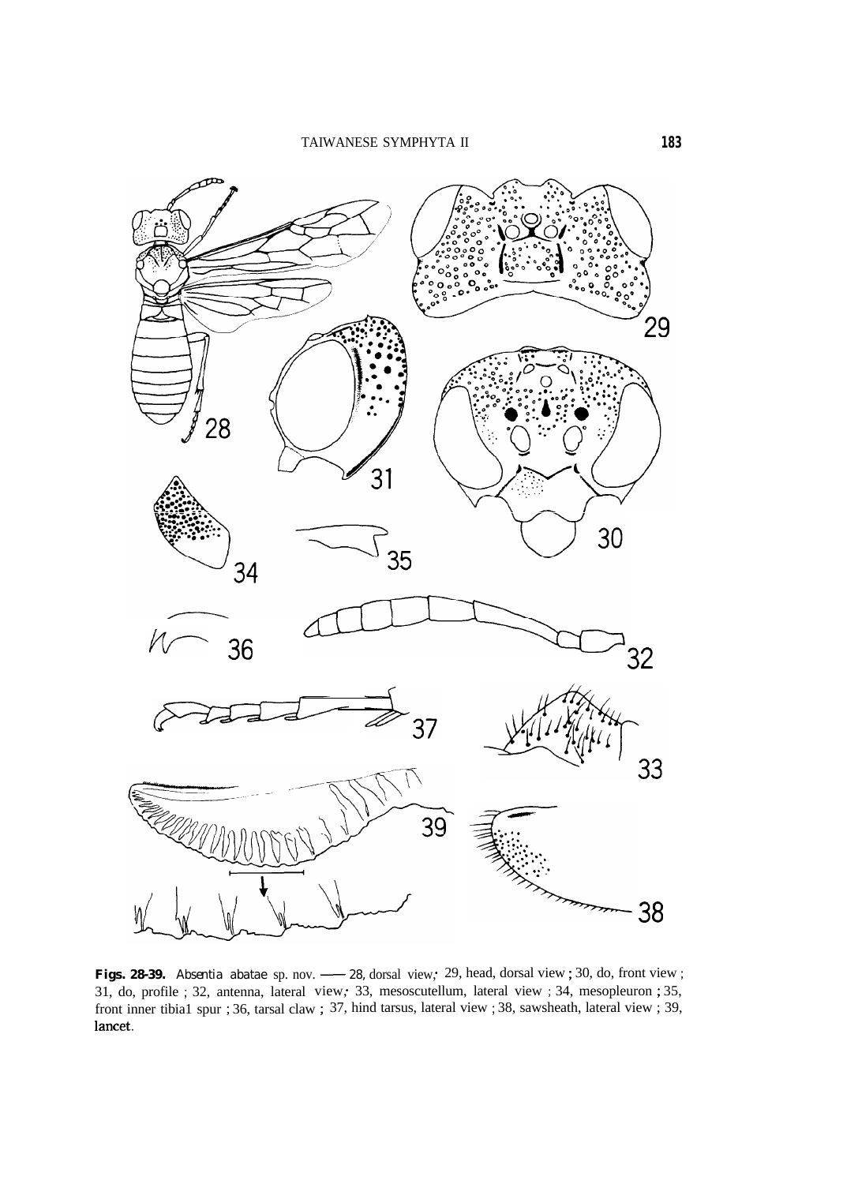**Figs. 28-39.** *Absentia abatae* sp. nov. —— 28, dorsal view; 29, head, dorsal view; 30, do, front view; 31, do, profile; 32, antenna, lateral view; 33, mesoscutellum, lateral view; 34, mesopleuron; 35, front inner tibial spur; 36, tarsal claw; 37, hind tarsus, lateral view; 38, sawsheath, lateral view; 39, lancet.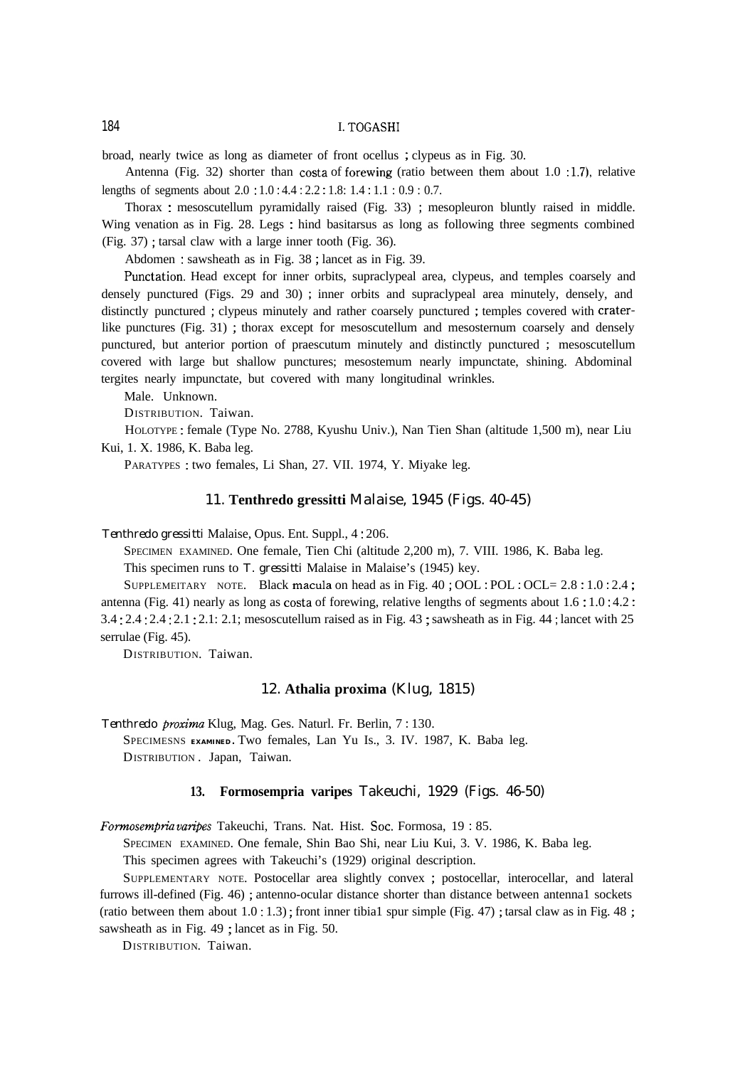broad, nearly twice as long as diameter of front ocellus ; clypeus as in Fig. 30.

Antenna (Fig. 32) shorter than costa of forewing (ratio between them about 1.0 : 1.7), relative lengths of segments about 2.0 : 1.0 : 4.4 : 2.2 : 1.8: 1.4 : 1.1 : 0.9 : 0.7.

Thorax : mesoscutellum pyramidally raised (Fig. 33) ; mesopleuron bluntly raised in middle. Wing venation as in Fig. 28. Legs : hind basitarsus as long as following three segments combined (Fig. 37) ; tarsal claw with a large inner tooth (Fig. 36).

Abdomen : sawsheath as in Fig. 38 ; lancet as in Fig. 39.

Punctation. Head except for inner orbits, supraclypeal area, clypeus, and temples coarsely and densely punctured (Figs. 29 and 30) ; inner orbits and supraclypeal area minutely, densely, and distinctly punctured ; clypeus minutely and rather coarsely punctured ; temples covered with crater-like punctures (Fig. 31) ; thorax except for mesoscutellum and mesosternum coarsely and densely punctured, but anterior portion of praescutum minutely and distinctly punctured ; mesoscutellum covered with large but shallow punctures; mesosternum nearly impunctate, shining. Abdominal tergites nearly impunctate, but covered with many longitudinal wrinkles.

Male. Unknown.

DISTRIBUTION. Taiwan.

HOLOTYPE : female (Type No. 2788, Kyushu Univ.), Nan Tien Shan (altitude 1,500 m), near Liu Kui, 1. X. 1986, K. Baba leg.

PARATYPES : two females, Li Shan, 27. VII. 1974, Y. Miyake leg.

## 11. **Tenthredo gressitti** Malaise, 1945 (Figs. 40-45)

*Tenthredo gressitti* Malaise, Opus. Ent. Suppl., 4 : 206.

SPECIMEN EXAMINED. One female, Tien Chi (altitude 2,200 m), 7. VIII. 1986, K. Baba leg.

This specimen runs to *T. gressitti* Malaise in Malaise's (1945) key.

SUPPLEMEITARY NOTE. Black macula on head as in Fig. 40 ; OOL : POL : OCL= 2.8 : 1.0 : 2.4 ; antenna (Fig. 41) nearly as long as costa of forewing, relative lengths of segments about 1.6 : 1.0 : 4.2 : 3.4 : 2.4 : 2.4 : 2.1 : 2.1: 2.1; mesoscutellum raised as in Fig. 43 ; sawsheath as in Fig. 44 ; lancet with 25 serrulae (Fig. 45).

DISTRIBUTION. Taiwan.

## 12. **Athalia proxima** (Klug, 1815)

*Tenthredo proxima* Klug, Mag. Ges. Naturl. Fr. Berlin, 7 : 130.

SPECIMESNS EXAMINED. Two females, Lan Yu Is., 3. IV. 1987, K. Baba leg.

DISTRIBUTION . Japan, Taiwan.

## 13. **Formosempria varipes** Takeuchi, 1929 (Figs. 46-50)

*Formosempria varipes* Takeuchi, Trans. Nat. Hist. Soc. Formosa, 19 : 85.

SPECIMEN EXAMINED. One female, Shin Bao Shi, near Liu Kui, 3. V. 1986, K. Baba leg.

This specimen agrees with Takeuchi's (1929) original description.

SUPPLEMENTARY NOTE. Postocellar area slightly convex ; postocellar, interocellar, and lateral furrows ill-defined (Fig. 46) ; antenno-ocular distance shorter than distance between antenna1 sockets (ratio between them about 1.0 : 1.3) ; front inner tibia1 spur simple (Fig. 47) ; tarsal claw as in Fig. 48 ; sawsheath as in Fig. 49 ; lancet as in Fig. 50.

DISTRIBUTION. Taiwan.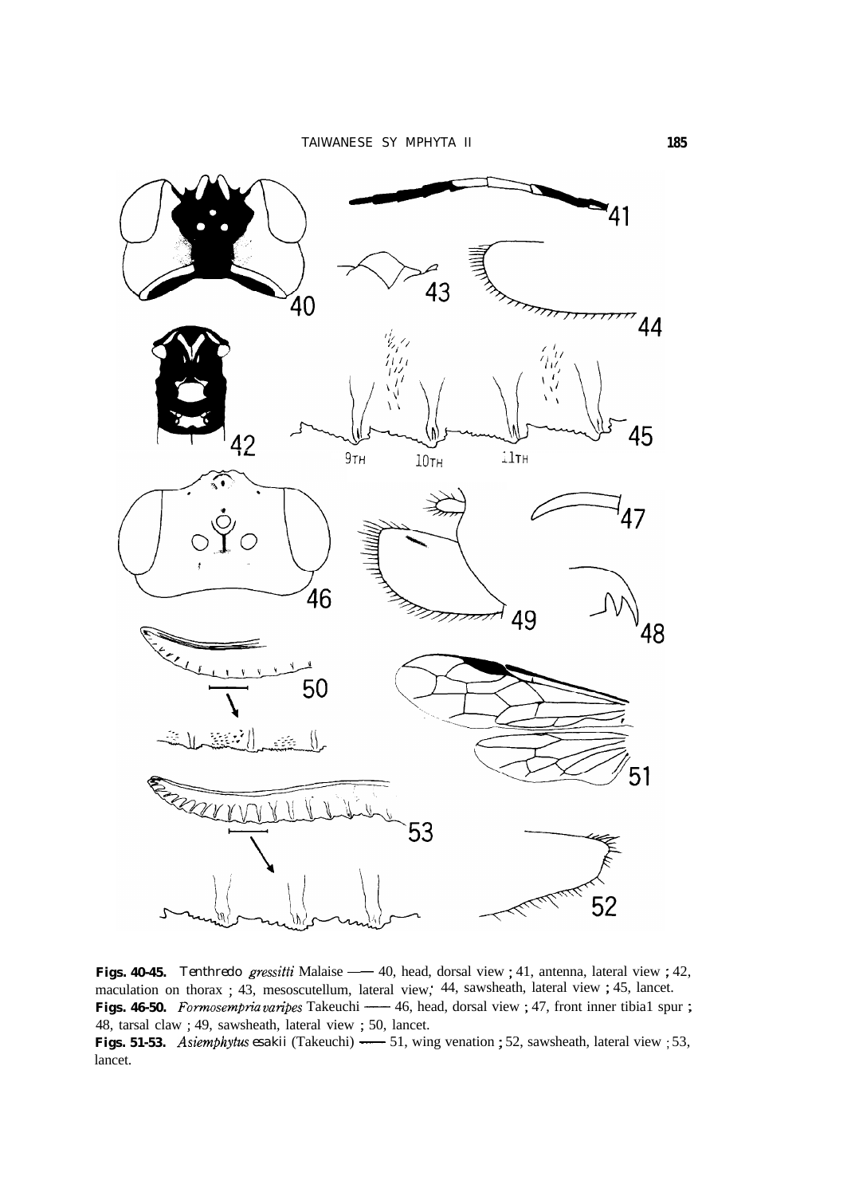**Figs. 40-45.** *Tenthredo gressitti* Malaise —— 40, head, dorsal view ; 41, antenna, lateral view ; 42, maculation on thorax ; 43, mesoscutellum, lateral view; 44, sawsheath, lateral view ; 45, lancet.

**Figs. 46-50.** *Formosempria varipes* Takeuchi —— 46, head, dorsal view ; 47, front inner tibial spur ; 48, tarsal claw ; 49, sawsheath, lateral view ; 50, lancet.

**Figs. 51-53.** *Asiemphytus esakii* (Takeuchi) —— 51, wing venation ; 52, sawsheath, lateral view ; 53, lancet.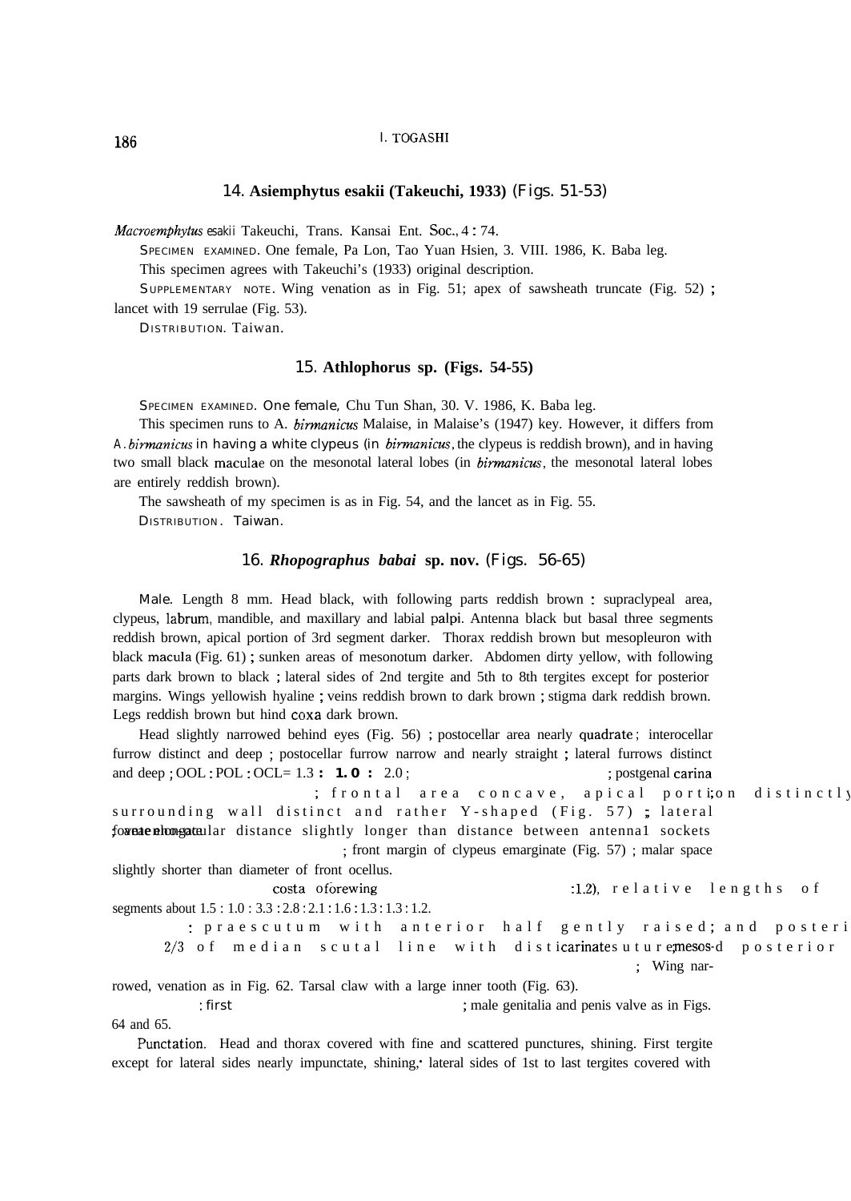### 14. **Asiemphytus esakii (Takeuchi, 1933)** (Figs. 51-53)

*Macroemphytus esakii* Takeuchi, Trans. Kansai Ent. Soc., 4 : 74.

SPECIMEN EXAMINED. One female, Pa Lon, Tao Yuan Hsien, 3. VIII. 1986, K. Baba leg.

This specimen agrees with Takeuchi's (1933) original description.

SUPPLEMENTARY NOTE. Wing venation as in Fig. 51; apex of sawsheath truncate (Fig. 52) ; lancet with 19 serrulae (Fig. 53).

DISTRIBUTION. Taiwan.

### 15. **Athlophorus sp. (Figs. 54-55)**

SPECIMEN EXAMINED. One female, Chu Tun Shan, 30. V. 1986, K. Baba leg.

This specimen runs to A. *birmanicus* Malaise, in Malaise's (1947) key. However, it differs from A. *birmanicus* in having a white clypeus (in *birmanicus*, the clypeus is reddish brown), and in having two small black maculae on the mesonotal lateral lobes (in *birmanicus*, the mesonotal lateral lobes are entirely reddish brown).

The sawsheath of my specimen is as in Fig. 54, and the lancet as in Fig. 55.

DISTRIBUTION. Taiwan.

### 16. ***Rhopographus babai*** **sp. nov.** (Figs. 56-65)

Male. Length 8 mm. Head black, with following parts reddish brown : supraclypeal area, clypeus, labrum, mandible, and maxillary and labial palpi. Antenna black but basal three segments reddish brown, apical portion of 3rd segment darker. Thorax reddish brown but mesopleuron with black macula (Fig. 61) ; sunken areas of mesonotum darker. Abdomen dirty yellow, with following parts dark brown to black ; lateral sides of 2nd tergite and 5th to 8th tergites except for posterior margins. Wings yellowish hyaline ; veins reddish brown to dark brown ; stigma dark reddish brown. Legs reddish brown but hind coxa dark brown.

Head slightly narrowed behind eyes (Fig. 56) ; postocellar area nearly quadrate ; interocellar furrow distinct and deep ; postocellar furrow narrow and nearly straight ; lateral furrows distinct and deep ; OOL : POL : OCL= 1.3 : 1.0 : 2.0 ; ; postgenal carina ; frontal area concave, apical portion distinctly surrounding wall distinct and rather Y-shaped (Fig. 57) ; lateral fovea elongate ; interantennular distance slightly longer than distance between antennal sockets ; front margin of clypeus emarginate (Fig. 57) ; malar space slightly shorter than diameter of front ocellus.

costa of forewing :1.2), relative lengths of segments about 1.5 : 1.0 : 3.3 : 2.8 : 2.1 : 1.6 : 1.3 : 1.3 : 1.2.

: praescutum with anterior half gently raised ; and posterior 2/3 of median scutal line with distinct carinate suture ; mesos-d posterior ; Wing narrowed, venation as in Fig. 62. Tarsal claw with a large inner tooth (Fig. 63).

: first ; male genitalia and penis valve as in Figs. 64 and 65.

Punctation. Head and thorax covered with fine and scattered punctures, shining. First tergite except for lateral sides nearly impunctate, shining, lateral sides of 1st to last tergites covered with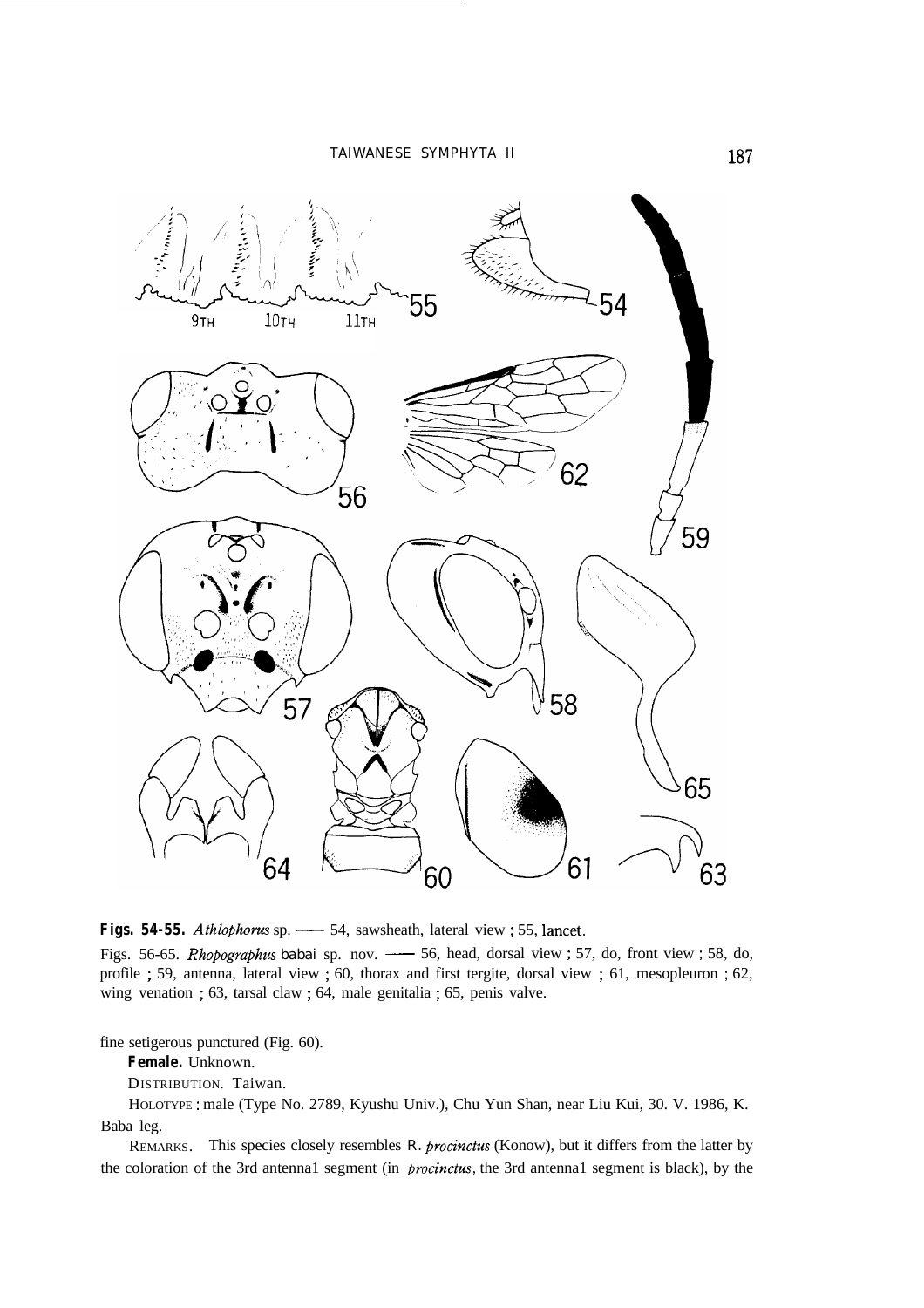**Figs. 54-55.** *Athlophorus* sp. —— 54, sawsheath, lateral view ; 55, lancet.

Figs. 56-65. *Rhopographus babai* sp. nov. —— 56, head, dorsal view ; 57, do, front view ; 58, do, profile ; 59, antenna, lateral view ; 60, thorax and first tergite, dorsal view ; 61, mesopleuron ; 62, wing venation ; 63, tarsal claw ; 64, male genitalia ; 65, penis valve.

fine setigerous punctured (Fig. 60).

**Female.** Unknown.

DISTRIBUTION. Taiwan.

HOLOTYPE : male (Type No. 2789, Kyushu Univ.), Chu Yun Shan, near Liu Kui, 30. V. 1986, K. Baba leg.

REMARKS. This species closely resembles *R. procinctus* (Konow), but it differs from the latter by the coloration of the 3rd antennal segment (in *procinctus*, the 3rd antennal segment is black), by the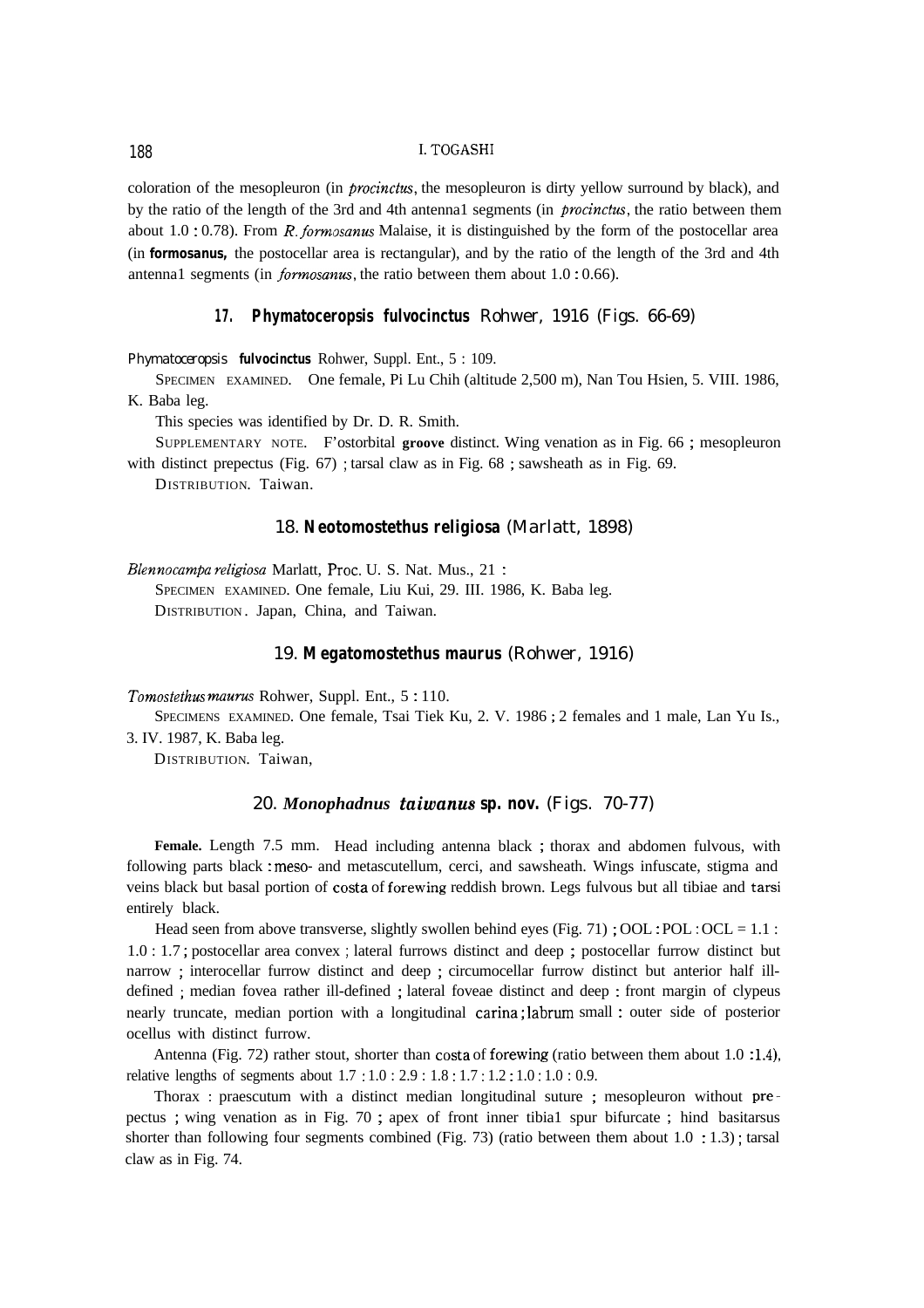coloration of the mesopleuron (in *procinctus*, the mesopleuron is dirty yellow surround by black), and by the ratio of the length of the 3rd and 4th antenna1 segments (in *procinctus*, the ratio between them about 1.0 : 0.78). From *R. formosanus* Malaise, it is distinguished by the form of the postocellar area (in **formosanus,** the postocellar area is rectangular), and by the ratio of the length of the 3rd and 4th antenna1 segments (in *formosanus*, the ratio between them about 1.0 : 0.66).

### 17. **Phymatoceropsis fulvocinctus** Rohwer, 1916 (Figs. 66-69)

*Phymatoceropsis* **fulvocinctus** Rohwer, Suppl. Ent., 5 : 109.

SPECIMEN EXAMINED. One female, Pi Lu Chih (altitude 2,500 m), Nan Tou Hsien, 5. VIII. 1986, K. Baba leg.

This species was identified by Dr. D. R. Smith.

SUPPLEMENTARY NOTE. F'ostorbital **groove** distinct. Wing venation as in Fig. 66 ; mesopleuron with distinct prepectus (Fig. 67) ; tarsal claw as in Fig. 68 ; sawsheath as in Fig. 69.

DISTRIBUTION. Taiwan.

### 18. **Neotomostethus religiosa** (Marlatt, 1898)

*Blennocampa religiosa* Marlatt, Proc. U. S. Nat. Mus., 21 :

SPECIMEN EXAMINED. One female, Liu Kui, 29. III. 1986, K. Baba leg.

DISTRIBUTION. Japan, China, and Taiwan.

### 19. **Megatomostethus maurus** (Rohwer, 1916)

*Tomostethus maurus* Rohwer, Suppl. Ent., 5 : 110.

SPECIMENS EXAMINED. One female, Tsai Tiek Ku, 2. V. 1986 ; 2 females and 1 male, Lan Yu Is., 3. IV. 1987, K. Baba leg.

DISTRIBUTION. Taiwan,

### 20. ***Monophadnus taiwanus* sp. nov.** (Figs. 70-77)

**Female.** Length 7.5 mm. Head including antenna black ; thorax and abdomen fulvous, with following parts black : meso- and metascutellum, cerci, and sawsheath. Wings infuscate, stigma and veins black but basal portion of costa of forewing reddish brown. Legs fulvous but all tibiae and tarsi entirely black.

Head seen from above transverse, slightly swollen behind eyes (Fig. 71) ; OOL : POL : OCL = 1.1 : 1.0 : 1.7 ; postocellar area convex ; lateral furrows distinct and deep ; postocellar furrow distinct but narrow ; interocellar furrow distinct and deep ; circumocellar furrow distinct but anterior half ill-defined ; median fovea rather ill-defined ; lateral foveae distinct and deep : front margin of clypeus nearly truncate, median portion with a longitudinal carina ; labrum small : outer side of posterior ocellus with distinct furrow.

Antenna (Fig. 72) rather stout, shorter than costa of forewing (ratio between them about 1.0 : 1.4), relative lengths of segments about 1.7 : 1.0 : 2.9 : 1.8 : 1.7 : 1.2 : 1.0 : 1.0 : 0.9.

Thorax : praescutum with a distinct median longitudinal suture ; mesopleuron without prepectus ; wing venation as in Fig. 70 ; apex of front inner tibia1 spur bifurcate ; hind basitarsus shorter than following four segments combined (Fig. 73) (ratio between them about 1.0 : 1.3) ; tarsal claw as in Fig. 74.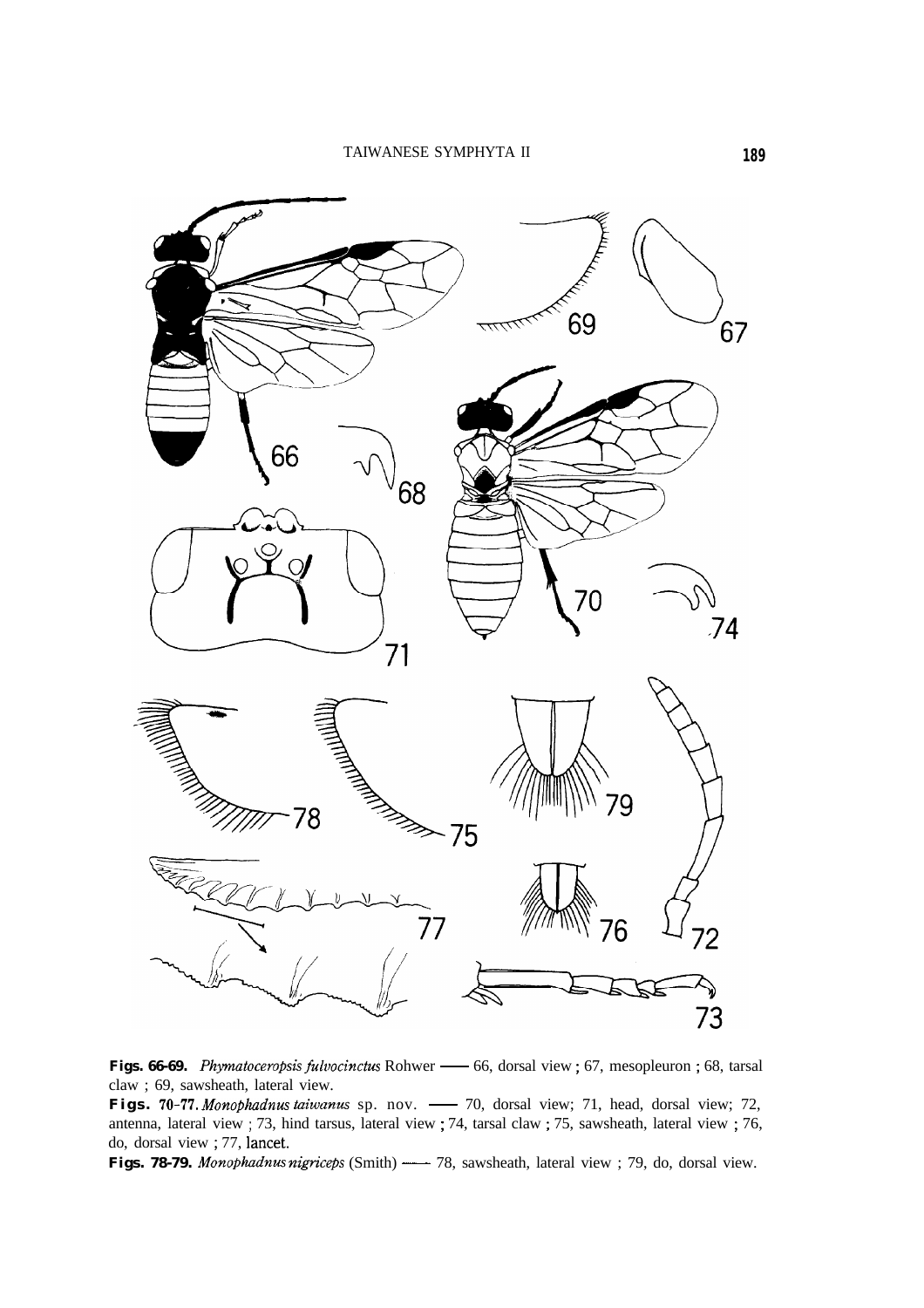**Figs. 66-69.** *Phymatoceropsis fulvocinctus* Rohwer —— 66, dorsal view ; 67, mesopleuron ; 68, tarsal claw ; 69, sawsheath, lateral view.

**Figs. 70-77.** *Monophadnus taiwanus* sp. nov. —— 70, dorsal view; 71, head, dorsal view; 72, antenna, lateral view ; 73, hind tarsus, lateral view ; 74, tarsal claw ; 75, sawsheath, lateral view ; 76, do, dorsal view ; 77, lancet.

**Figs. 78-79.** *Monophadnus nigriceps* (Smith) —— 78, sawsheath, lateral view ; 79, do, dorsal view.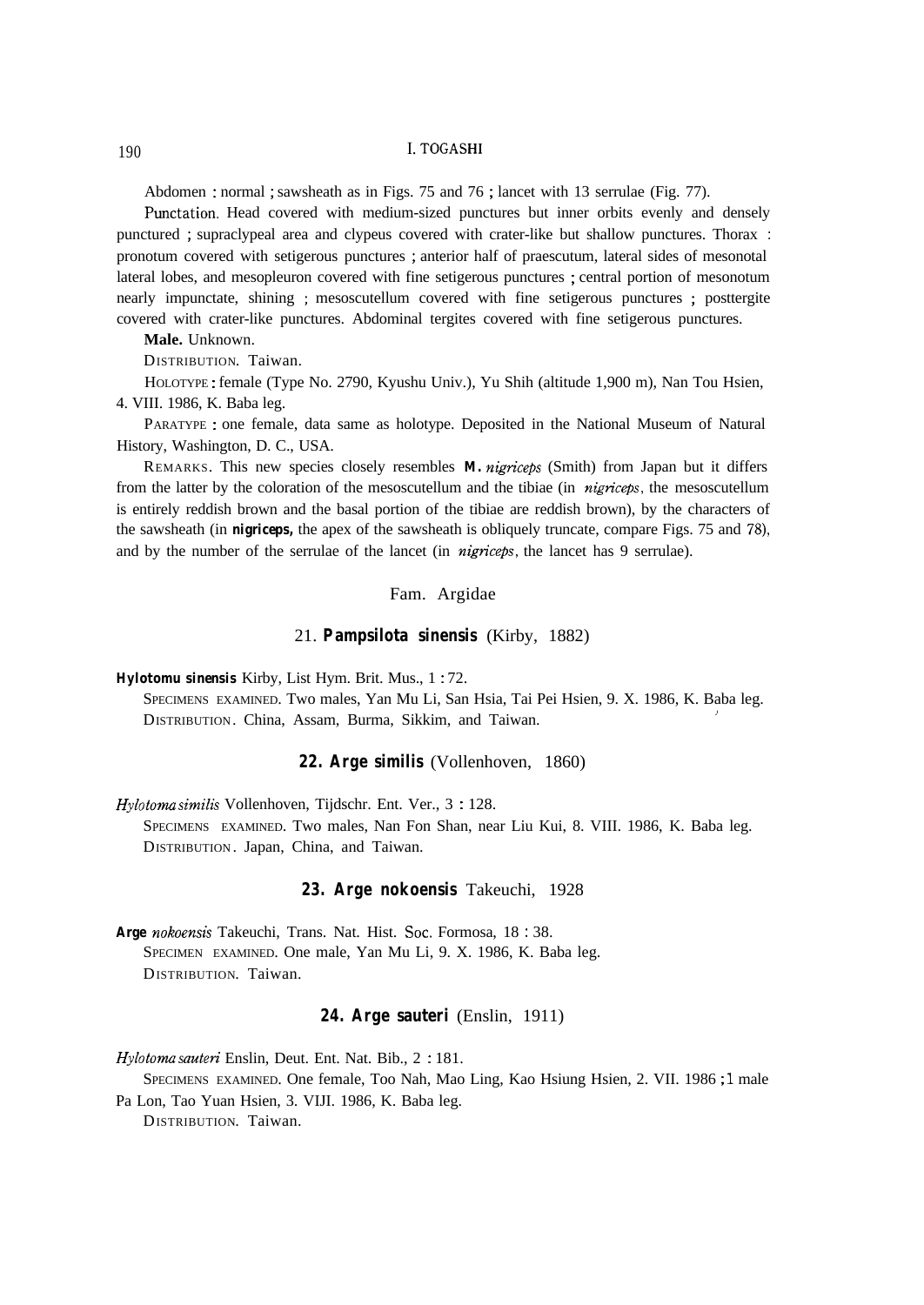Abdomen : normal ; sawsheath as in Figs. 75 and 76 ; lancet with 13 serrulae (Fig. 77).

Punctation. Head covered with medium-sized punctures but inner orbits evenly and densely punctured ; supraclypeal area and clypeus covered with crater-like but shallow punctures. Thorax : pronotum covered with setigerous punctures ; anterior half of praescutum, lateral sides of mesonotal lateral lobes, and mesopleuron covered with fine setigerous punctures ; central portion of mesonotum nearly impunctate, shining ; mesoscutellum covered with fine setigerous punctures ; posttergite covered with crater-like punctures. Abdominal tergites covered with fine setigerous punctures.

**Male.** Unknown.

DISTRIBUTION. Taiwan.

HOLOTYPE : female (Type No. 2790, Kyushu Univ.), Yu Shih (altitude 1,900 m), Nan Tou Hsien, 4. VIII. 1986, K. Baba leg.

PARATYPE : one female, data same as holotype. Deposited in the National Museum of Natural History, Washington, D. C., USA.

REMARKS. This new species closely resembles **M.** *nigriceps* (Smith) from Japan but it differs from the latter by the coloration of the mesoscutellum and the tibiae (in *nigriceps*, the mesoscutellum is entirely reddish brown and the basal portion of the tibiae are reddish brown), by the characters of the sawsheath (in **nigriceps,** the apex of the sawsheath is obliquely truncate, compare Figs. 75 and 78), and by the number of the serrulae of the lancet (in *nigriceps*, the lancet has 9 serrulae).

## Fam. Argidae

### 21. **Pampsilota sinensis** (Kirby, 1882)

**Hylotomu sinensis** Kirby, List Hym. Brit. Mus., 1 : 72.

SPECIMENS EXAMINED. Two males, Yan Mu Li, San Hsia, Tai Pei Hsien, 9. X. 1986, K. Baba leg.

DISTRIBUTION. China, Assam, Burma, Sikkim, and Taiwan.

### 22. Arge similis (Vollenhoven, 1860)

*Hylotoma similis* Vollenhoven, Tijdschr. Ent. Ver., 3 : 128.

SPECIMENS EXAMINED. Two males, Nan Fon Shan, near Liu Kui, 8. VIII. 1986, K. Baba leg.

DISTRIBUTION. Japan, China, and Taiwan.

### 23. Arge nokoensis Takeuchi, 1928

**Arge** *nokoensis* Takeuchi, Trans. Nat. Hist. Soc. Formosa, 18 : 38.

SPECIMEN EXAMINED. One male, Yan Mu Li, 9. X. 1986, K. Baba leg.

DISTRIBUTION. Taiwan.

### 24. Arge sauteri (Enslin, 1911)

*Hylotoma sauteri* Enslin, Deut. Ent. Nat. Bib., 2 : 181.

SPECIMENS EXAMINED. One female, Too Nah, Mao Ling, Kao Hsiung Hsien, 2. VII. 1986 ; 1 male Pa Lon, Tao Yuan Hsien, 3. VIJI. 1986, K. Baba leg.

DISTRIBUTION. Taiwan.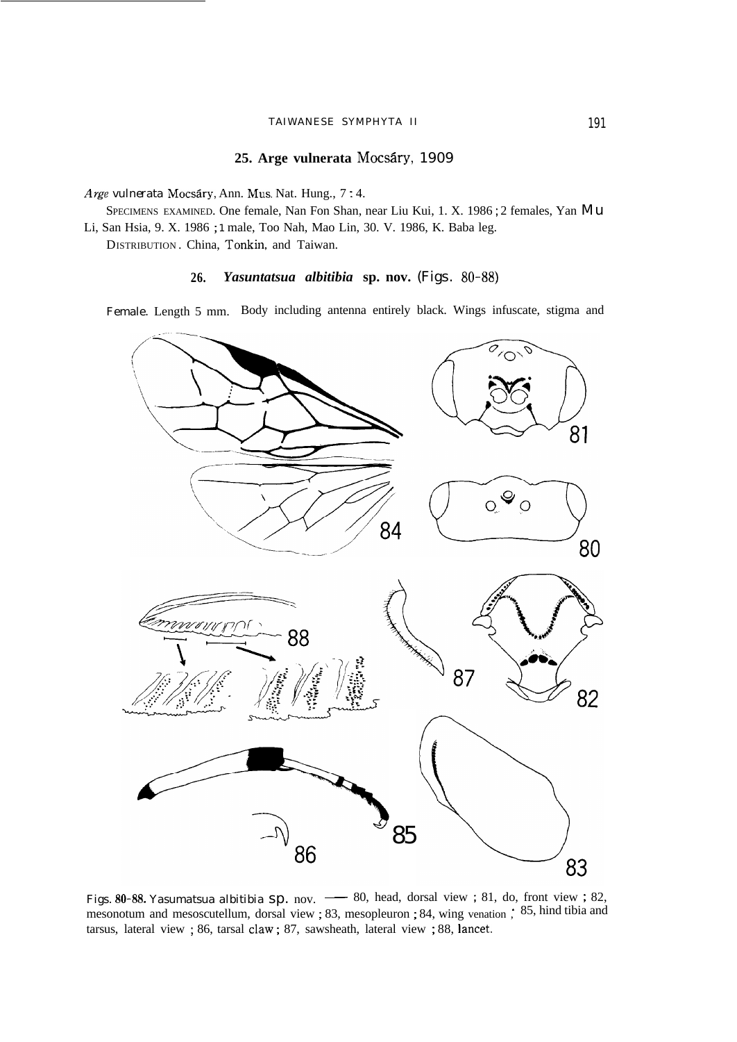## 25. Arge vulnerata Mocsáry, 1909

*Arge vulnerata* Mocsáry, Ann. Mus. Nat. Hung., 7 : 4.

SPECIMENS EXAMINED. One female, Nan Fon Shan, near Liu Kui, 1. X. 1986 ; 2 females, Yan Mu Li, San Hsia, 9. X. 1986 ; 1 male, Too Nah, Mao Lin, 30. V. 1986, K. Baba leg.

DISTRIBUTION. China, Tonkin, and Taiwan.

## 26. *Yasuntatsua albitibia* sp. nov. (Figs. 80-88)

Female. Length 5 mm. Body including antenna entirely black. Wings infuscate, stigma and

Figs. 80-88. Yasumatsua albitibia sp. nov. — 80, head, dorsal view ; 81, do, front view ; 82, mesonotum and mesoscutellum, dorsal view ; 83, mesopleuron ; 84, wing venation ; 85, hind tibia and tarsus, lateral view ; 86, tarsal claw ; 87, sawsheath, lateral view ; 88, lancet.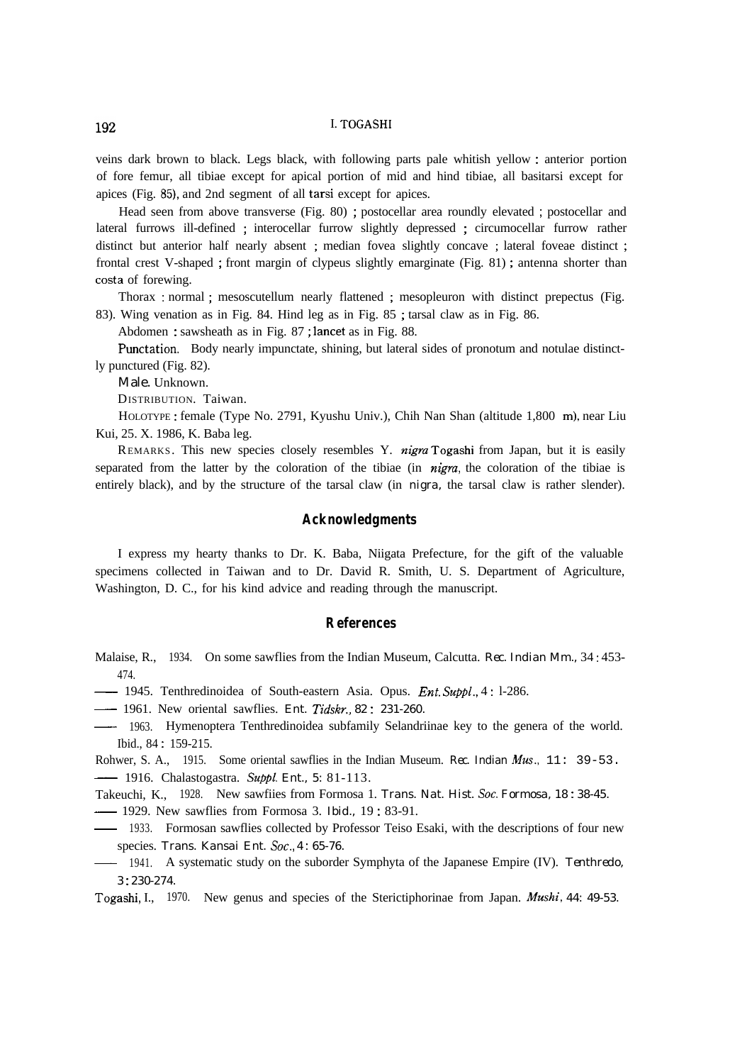veins dark brown to black. Legs black, with following parts pale whitish yellow : anterior portion of fore femur, all tibiae except for apical portion of mid and hind tibiae, all basitarsi except for apices (Fig. 85), and 2nd segment of all tarsi except for apices.

Head seen from above transverse (Fig. 80) ; postocellar area roundly elevated ; postocellar and lateral furrows ill-defined ; interocellar furrow slightly depressed ; circumocellar furrow rather distinct but anterior half nearly absent ; median fovea slightly concave ; lateral foveae distinct ; frontal crest V-shaped ; front margin of clypeus slightly emarginate (Fig. 81) ; antenna shorter than costa of forewing.

Thorax : normal ; mesoscutellum nearly flattened ; mesopleuron with distinct prepectus (Fig. 83). Wing venation as in Fig. 84. Hind leg as in Fig. 85 ; tarsal claw as in Fig. 86.

Abdomen : sawsheath as in Fig. 87 ; lancet as in Fig. 88.

*Punctation.* Body nearly impunctate, shining, but lateral sides of pronotum and notulae distinctly punctured (Fig. 82).

*Male.* Unknown.

DISTRIBUTION. Taiwan.

HOLOTYPE : female (Type No. 2791, Kyushu Univ.), Chih Nan Shan (altitude 1,800 m), near Liu Kui, 25. X. 1986, K. Baba leg.

REMARKS. This new species closely resembles Y. *nigra* Togashi from Japan, but it is easily separated from the latter by the coloration of the tibiae (in *nigra*, the coloration of the tibiae is entirely black), and by the structure of the tarsal claw (in *nigra*, the tarsal claw is rather slender).

## Acknowledgments

I express my hearty thanks to Dr. K. Baba, Niigata Prefecture, for the gift of the valuable specimens collected in Taiwan and to Dr. David R. Smith, U. S. Department of Agriculture, Washington, D. C., for his kind advice and reading through the manuscript.

## References

Malaise, R., 1934. On some sawflies from the Indian Museum, Calcutta. *Rec. Indian Mm.*, 34 : 453-474.

—— 1945. Tenthredinoidea of South-eastern Asia. Opus. *Ent. Suppl.*, 4 : l-286.

—— 1961. New oriental sawflies. *Ent. Tidskr.*, 82 : 231-260.

—— 1963. Hymenoptera Tenthredinoidea subfamily Selandriinae key to the genera of the world. Ibid., 84 : 159-215.

Rohwer, S. A., 1915. Some oriental sawflies in the Indian Museum. *Rec. Indian Mus.*, 11 : 39-53.

—— 1916. Chalastogastra. *Suppl. Ent.*, 5: 81-113.

Takeuchi, K., 1928. New sawfiies from Formosa 1. *Trans. Nat. Hist. Soc. Formosa*, 18 : 38-45.

—— 1929. New sawflies from Formosa 3. *Ibid.*, 19 : 83-91.

—— 1933. Formosan sawflies collected by Professor Teiso Esaki, with the descriptions of four new species. *Trans. Kansai Ent. Soc.*, 4 : 65-76.

—— 1941. A systematic study on the suborder Symphyta of the Japanese Empire (IV). *Tenthredo*, 3 : 230-274.

Togashi, I., 1970. New genus and species of the Sterictiphorinae from Japan. *Mushi*, 44: 49-53.